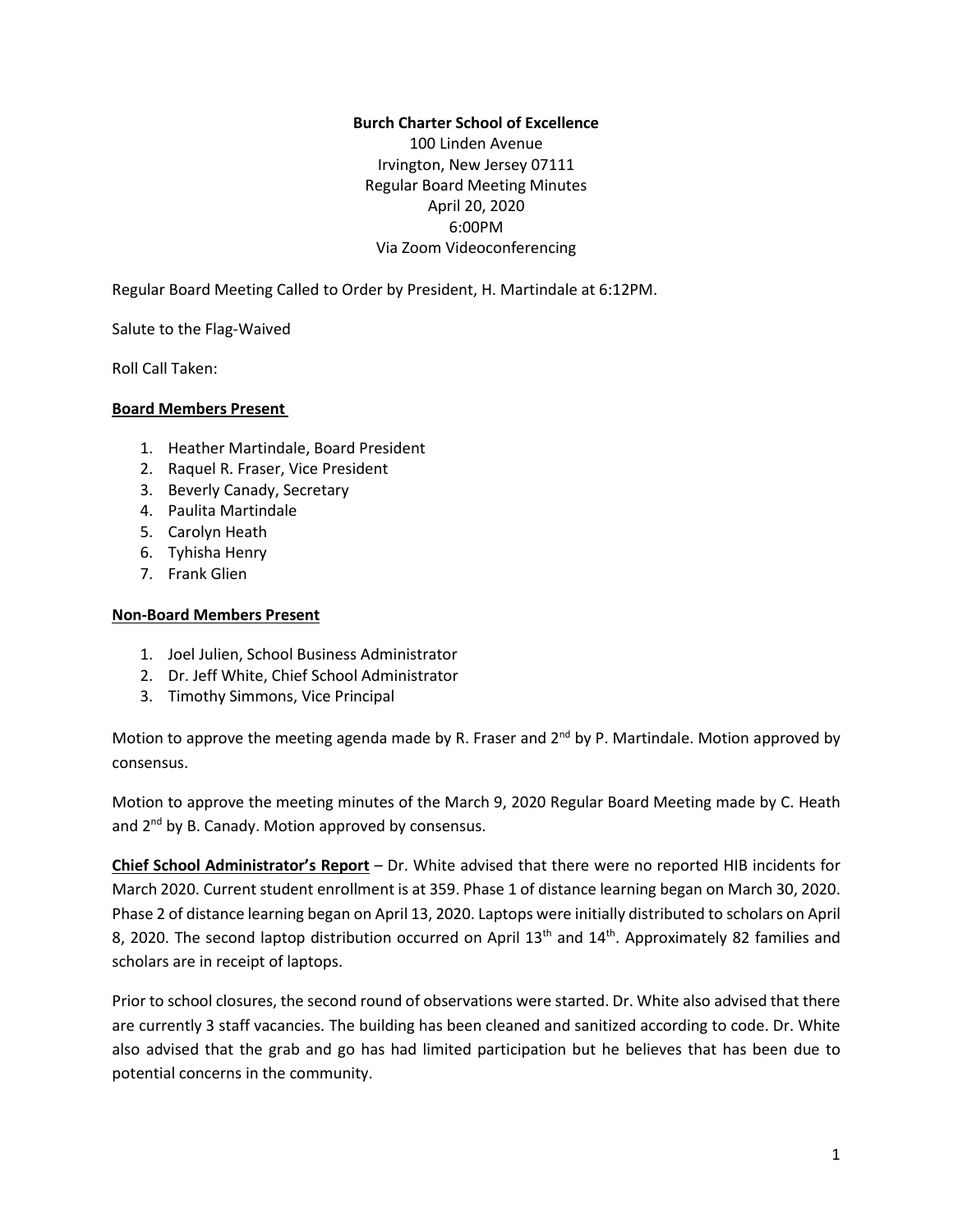**Burch Charter School of Excellence**
100 Linden Avenue
Irvington, New Jersey 07111
Regular Board Meeting Minutes
April 20, 2020
6:00PM
Via Zoom Videoconferencing

Regular Board Meeting Called to Order by President, H. Martindale at 6:12PM.

Salute to the Flag-Waived

Roll Call Taken:

**Board Members Present**

1. Heather Martindale, Board President
2. Raquel R. Fraser, Vice President
3. Beverly Canady, Secretary
4. Paulita Martindale
5. Carolyn Heath
6. Tyhisha Henry
7. Frank Glien

**Non-Board Members Present**

1. Joel Julien, School Business Administrator
2. Dr. Jeff White, Chief School Administrator
3. Timothy Simmons, Vice Principal

Motion to approve the meeting agenda made by R. Fraser and 2nd by P. Martindale. Motion approved by consensus.

Motion to approve the meeting minutes of the March 9, 2020 Regular Board Meeting made by C. Heath and 2nd by B. Canady. Motion approved by consensus.

**Chief School Administrator's Report** – Dr. White advised that there were no reported HIB incidents for March 2020. Current student enrollment is at 359. Phase 1 of distance learning began on March 30, 2020. Phase 2 of distance learning began on April 13, 2020. Laptops were initially distributed to scholars on April 8, 2020. The second laptop distribution occurred on April 13th and 14th. Approximately 82 families and scholars are in receipt of laptops.

Prior to school closures, the second round of observations were started. Dr. White also advised that there are currently 3 staff vacancies. The building has been cleaned and sanitized according to code. Dr. White also advised that the grab and go has had limited participation but he believes that has been due to potential concerns in the community.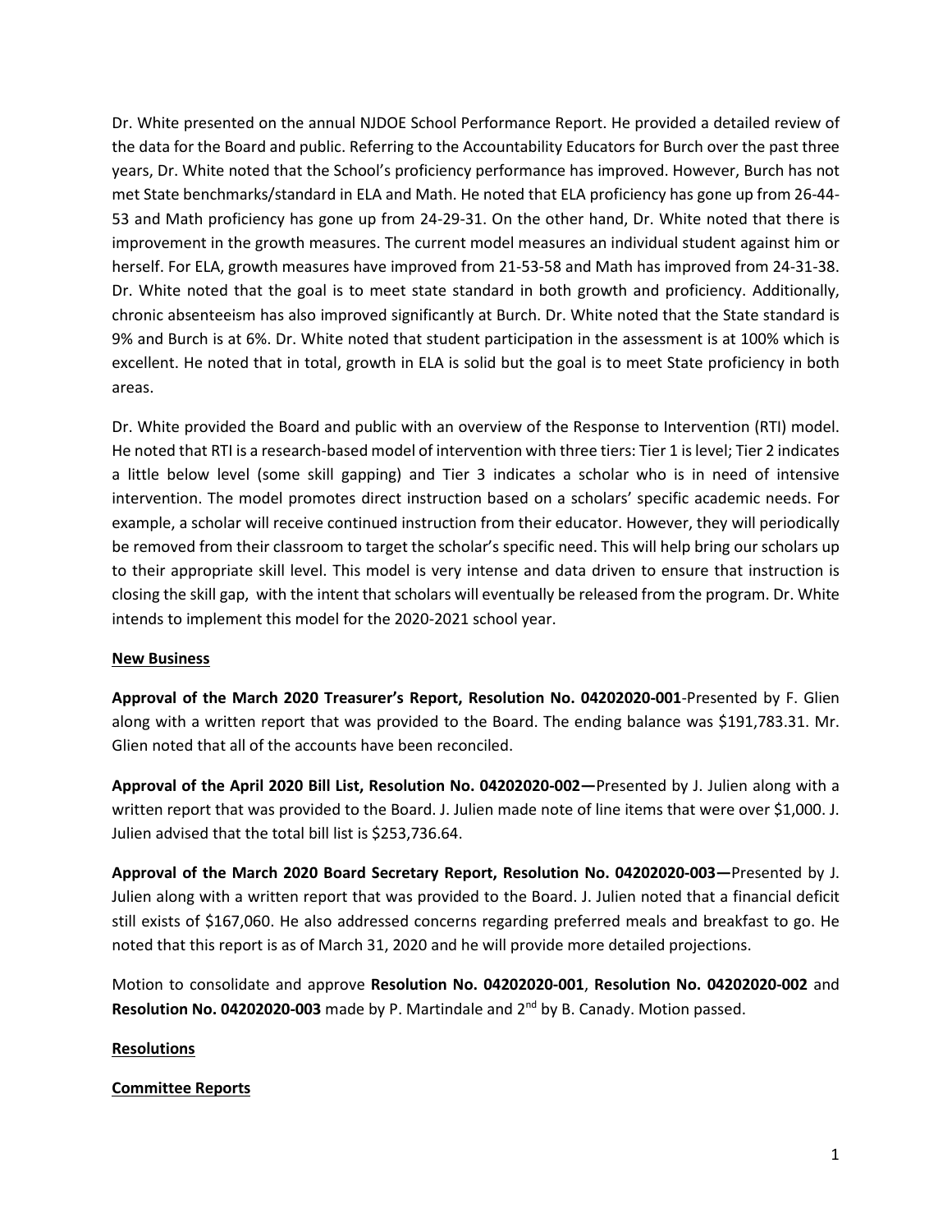Dr. White presented on the annual NJDOE School Performance Report. He provided a detailed review of the data for the Board and public. Referring to the Accountability Educators for Burch over the past three years, Dr. White noted that the School's proficiency performance has improved. However, Burch has not met State benchmarks/standard in ELA and Math. He noted that ELA proficiency has gone up from 26-44-53 and Math proficiency has gone up from 24-29-31. On the other hand, Dr. White noted that there is improvement in the growth measures. The current model measures an individual student against him or herself. For ELA, growth measures have improved from 21-53-58 and Math has improved from 24-31-38. Dr. White noted that the goal is to meet state standard in both growth and proficiency. Additionally, chronic absenteeism has also improved significantly at Burch. Dr. White noted that the State standard is 9% and Burch is at 6%. Dr. White noted that student participation in the assessment is at 100% which is excellent. He noted that in total, growth in ELA is solid but the goal is to meet State proficiency in both areas.

Dr. White provided the Board and public with an overview of the Response to Intervention (RTI) model. He noted that RTI is a research-based model of intervention with three tiers: Tier 1 is level; Tier 2 indicates a little below level (some skill gapping) and Tier 3 indicates a scholar who is in need of intensive intervention. The model promotes direct instruction based on a scholars' specific academic needs. For example, a scholar will receive continued instruction from their educator. However, they will periodically be removed from their classroom to target the scholar's specific need. This will help bring our scholars up to their appropriate skill level. This model is very intense and data driven to ensure that instruction is closing the skill gap, with the intent that scholars will eventually be released from the program. Dr. White intends to implement this model for the 2020-2021 school year.

**New Business**

**Approval of the March 2020 Treasurer's Report, Resolution No. 04202020-001**-Presented by F. Glien along with a written report that was provided to the Board. The ending balance was $191,783.31. Mr. Glien noted that all of the accounts have been reconciled.

**Approval of the April 2020 Bill List, Resolution No. 04202020-002—**Presented by J. Julien along with a written report that was provided to the Board. J. Julien made note of line items that were over $1,000. J. Julien advised that the total bill list is $253,736.64.

**Approval of the March 2020 Board Secretary Report, Resolution No. 04202020-003—**Presented by J. Julien along with a written report that was provided to the Board. J. Julien noted that a financial deficit still exists of $167,060. He also addressed concerns regarding preferred meals and breakfast to go. He noted that this report is as of March 31, 2020 and he will provide more detailed projections.

Motion to consolidate and approve **Resolution No. 04202020-001**, **Resolution No. 04202020-002** and **Resolution No. 04202020-003** made by P. Martindale and 2nd by B. Canady. Motion passed.

**Resolutions**

**Committee Reports**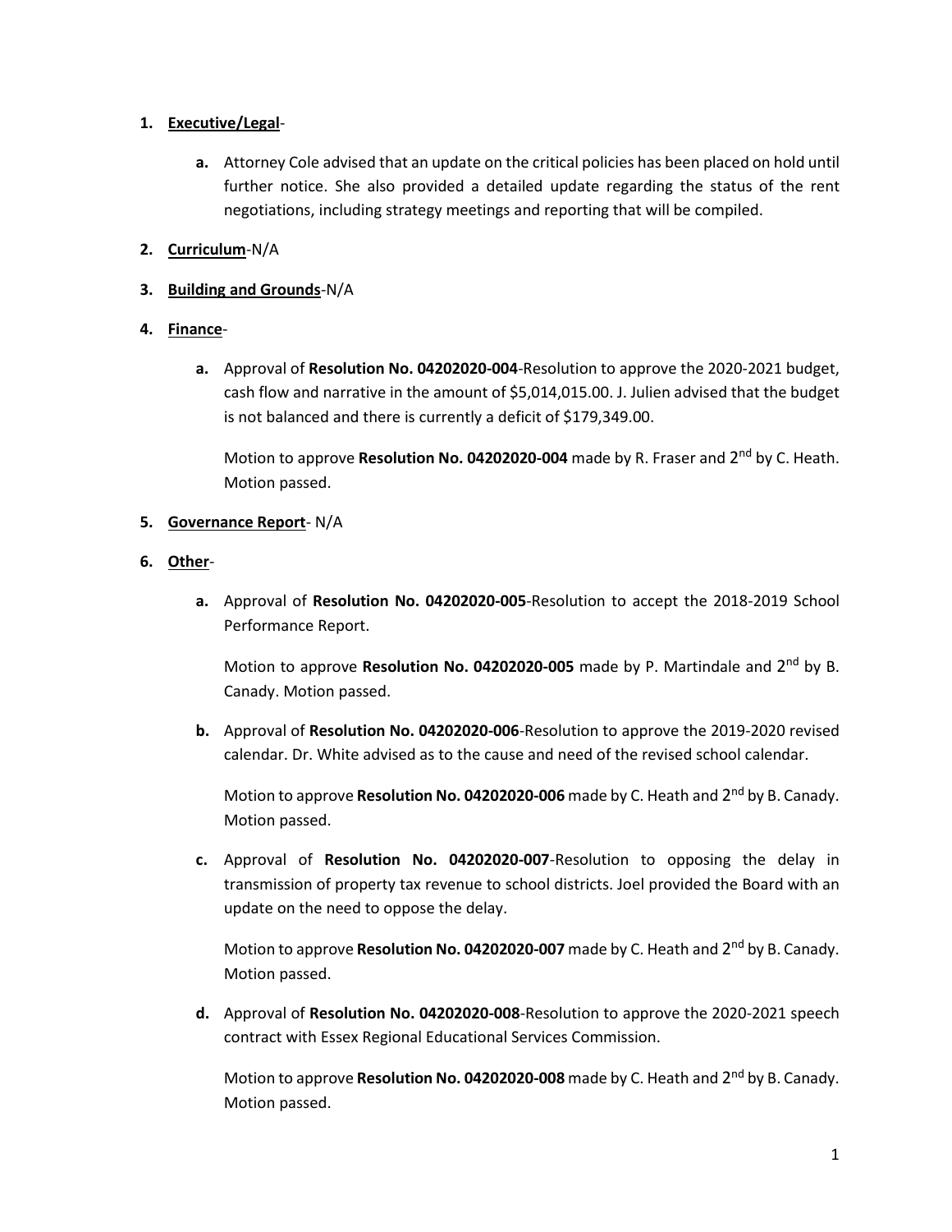1. **Executive/Legal**-

    a. Attorney Cole advised that an update on the critical policies has been placed on hold until further notice. She also provided a detailed update regarding the status of the rent negotiations, including strategy meetings and reporting that will be compiled.

2. **Curriculum**-N/A

3. **Building and Grounds**-N/A

4. **Finance**-

    a. Approval of **Resolution No. 04202020-004**-Resolution to approve the 2020-2021 budget, cash flow and narrative in the amount of $5,014,015.00. J. Julien advised that the budget is not balanced and there is currently a deficit of $179,349.00.

       Motion to approve **Resolution No. 04202020-004** made by R. Fraser and 2nd by C. Heath. Motion passed.

5. **Governance Report**- N/A

6. **Other**-

    a. Approval of **Resolution No. 04202020-005**-Resolution to accept the 2018-2019 School Performance Report.

       Motion to approve **Resolution No. 04202020-005** made by P. Martindale and 2nd by B. Canady. Motion passed.

    b. Approval of **Resolution No. 04202020-006**-Resolution to approve the 2019-2020 revised calendar. Dr. White advised as to the cause and need of the revised school calendar.

       Motion to approve **Resolution No. 04202020-006** made by C. Heath and 2nd by B. Canady. Motion passed.

    c. Approval of **Resolution No. 04202020-007**-Resolution to opposing the delay in transmission of property tax revenue to school districts. Joel provided the Board with an update on the need to oppose the delay.

       Motion to approve **Resolution No. 04202020-007** made by C. Heath and 2nd by B. Canady. Motion passed.

    d. Approval of **Resolution No. 04202020-008**-Resolution to approve the 2020-2021 speech contract with Essex Regional Educational Services Commission.

       Motion to approve **Resolution No. 04202020-008** made by C. Heath and 2nd by B. Canady. Motion passed.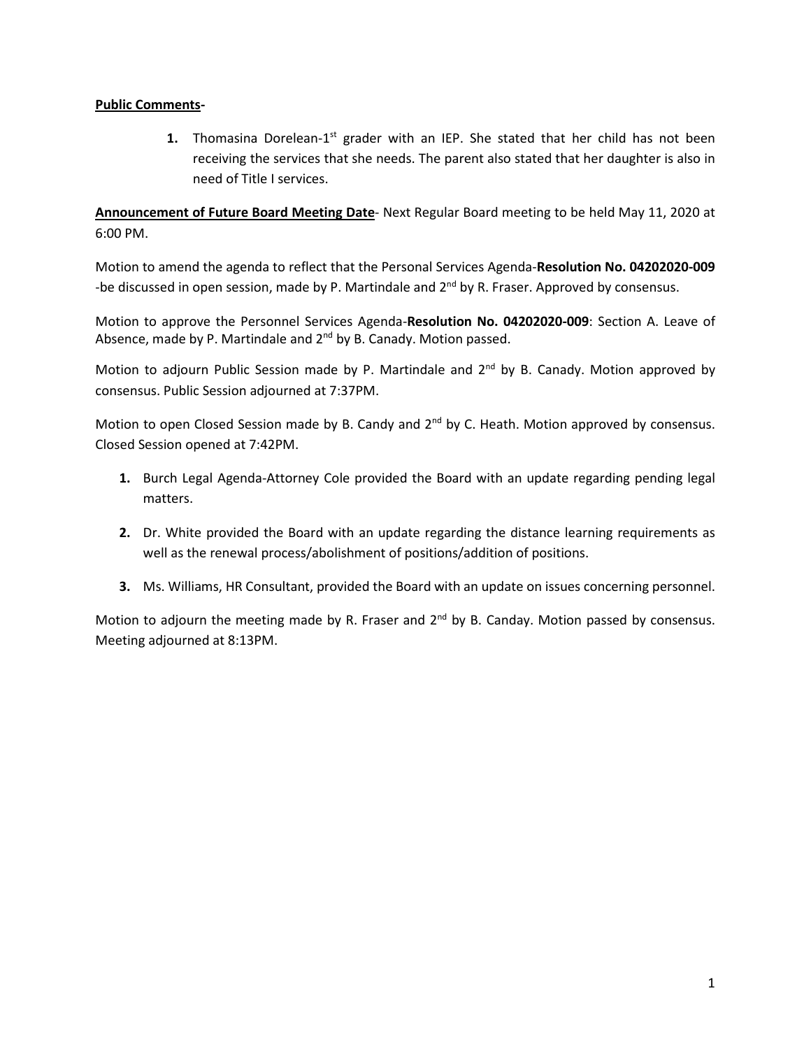**Public Comments-**

1. Thomasina Dorelean-1st grader with an IEP. She stated that her child has not been receiving the services that she needs. The parent also stated that her daughter is also in need of Title I services.

**Announcement of Future Board Meeting Date**- Next Regular Board meeting to be held May 11, 2020 at 6:00 PM.

Motion to amend the agenda to reflect that the Personal Services Agenda-**Resolution No. 04202020-009** -be discussed in open session, made by P. Martindale and 2nd by R. Fraser. Approved by consensus.

Motion to approve the Personnel Services Agenda-**Resolution No. 04202020-009**: Section A. Leave of Absence, made by P. Martindale and 2nd by B. Canady. Motion passed.

Motion to adjourn Public Session made by P. Martindale and 2nd by B. Canady. Motion approved by consensus. Public Session adjourned at 7:37PM.

Motion to open Closed Session made by B. Candy and 2nd by C. Heath. Motion approved by consensus. Closed Session opened at 7:42PM.

1. Burch Legal Agenda-Attorney Cole provided the Board with an update regarding pending legal matters.

2. Dr. White provided the Board with an update regarding the distance learning requirements as well as the renewal process/abolishment of positions/addition of positions.

3. Ms. Williams, HR Consultant, provided the Board with an update on issues concerning personnel.

Motion to adjourn the meeting made by R. Fraser and 2nd by B. Canday. Motion passed by consensus. Meeting adjourned at 8:13PM.